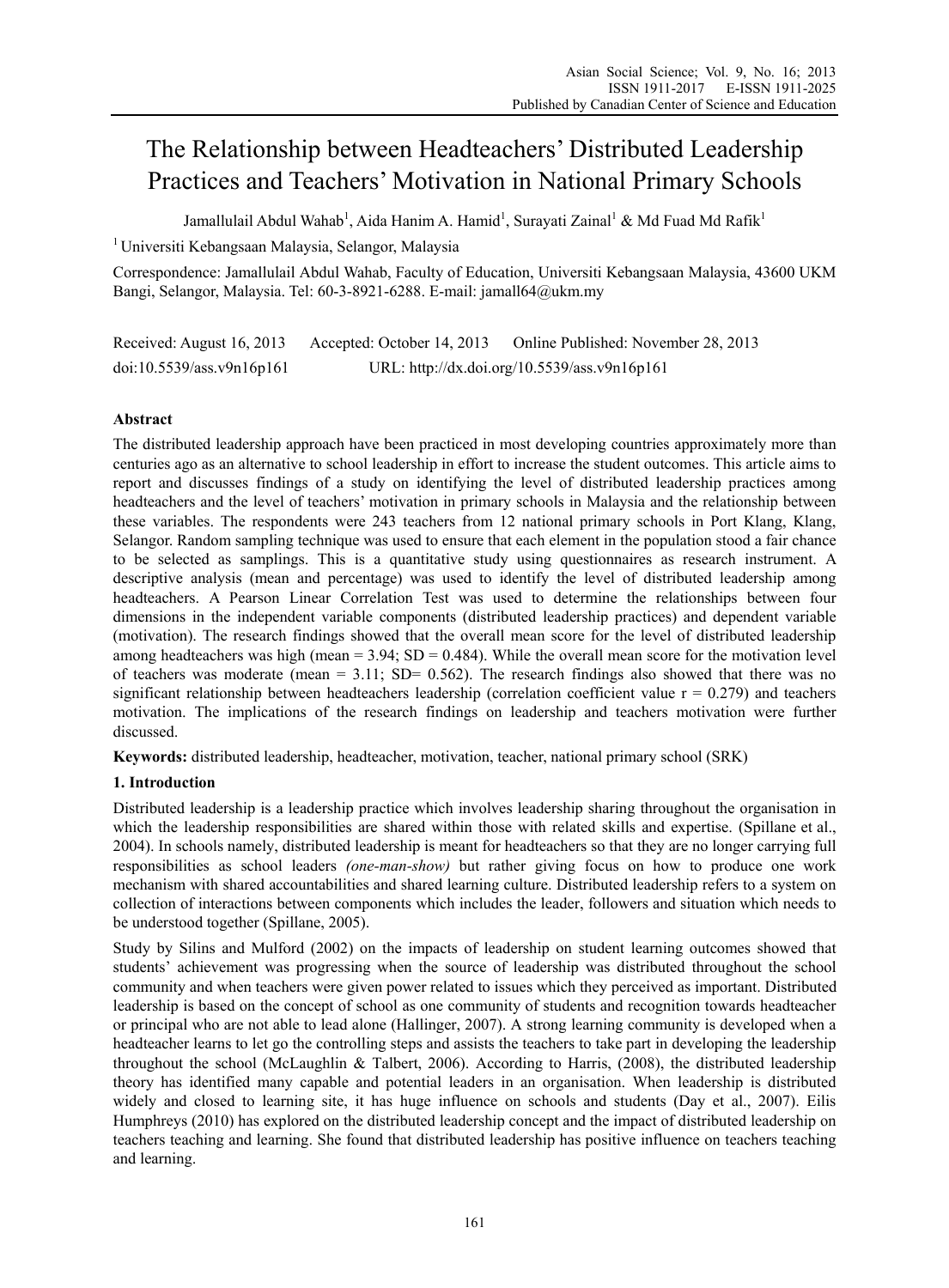# The Relationship between Headteachers' Distributed Leadership Practices and Teachers' Motivation in National Primary Schools

Jamallulail Abdul Wahab[1], Aida Hanim A. Hamid[1], Surayati Zainal[1] & Md Fuad Md Rafik[1]

[1] Universiti Kebangsaan Malaysia, Selangor, Malaysia

Correspondence: Jamallulail Abdul Wahab, Faculty of Education, Universiti Kebangsaan Malaysia, 43600 UKM Bangi, Selangor, Malaysia. Tel: 60-3-8921-6288. E-mail: jamall64@ukm.my

Received: August 16, 2013 Accepted: October 14, 2013 Online Published: November 28, 2013

doi:10.5539/ass.v9n16p161 URL: http://dx.doi.org/10.5539/ass.v9n16p161

## Abstract

The distributed leadership approach have been practiced in most developing countries approximately more than centuries ago as an alternative to school leadership in effort to increase the student outcomes. This article aims to report and discusses findings of a study on identifying the level of distributed leadership practices among headteachers and the level of teachers' motivation in primary schools in Malaysia and the relationship between these variables. The respondents were 243 teachers from 12 national primary schools in Port Klang, Klang, Selangor. Random sampling technique was used to ensure that each element in the population stood a fair chance to be selected as samplings. This is a quantitative study using questionnaires as research instrument. A descriptive analysis (mean and percentage) was used to identify the level of distributed leadership among headteachers. A Pearson Linear Correlation Test was used to determine the relationships between four dimensions in the independent variable components (distributed leadership practices) and dependent variable (motivation). The research findings showed that the overall mean score for the level of distributed leadership among headteachers was high (mean = 3.94; SD = 0.484). While the overall mean score for the motivation level of teachers was moderate (mean = 3.11; SD= 0.562). The research findings also showed that there was no significant relationship between headteachers leadership (correlation coefficient value $r = 0.279$) and teachers motivation. The implications of the research findings on leadership and teachers motivation were further discussed.

**Keywords:** distributed leadership, headteacher, motivation, teacher, national primary school (SRK)

## 1. Introduction

Distributed leadership is a leadership practice which involves leadership sharing throughout the organisation in which the leadership responsibilities are shared within those with related skills and expertise. (Spillane et al., 2004). In schools namely, distributed leadership is meant for headteachers so that they are no longer carrying full responsibilities as school leaders *(one-man-show)* but rather giving focus on how to produce one work mechanism with shared accountabilities and shared learning culture. Distributed leadership refers to a system on collection of interactions between components which includes the leader, followers and situation which needs to be understood together (Spillane, 2005).

Study by Silins and Mulford (2002) on the impacts of leadership on student learning outcomes showed that students' achievement was progressing when the source of leadership was distributed throughout the school community and when teachers were given power related to issues which they perceived as important. Distributed leadership is based on the concept of school as one community of students and recognition towards headteacher or principal who are not able to lead alone (Hallinger, 2007). A strong learning community is developed when a headteacher learns to let go the controlling steps and assists the teachers to take part in developing the leadership throughout the school (McLaughlin & Talbert, 2006). According to Harris, (2008), the distributed leadership theory has identified many capable and potential leaders in an organisation. When leadership is distributed widely and closed to learning site, it has huge influence on schools and students (Day et al., 2007). Eilis Humphreys (2010) has explored on the distributed leadership concept and the impact of distributed leadership on teachers teaching and learning. She found that distributed leadership has positive influence on teachers teaching and learning.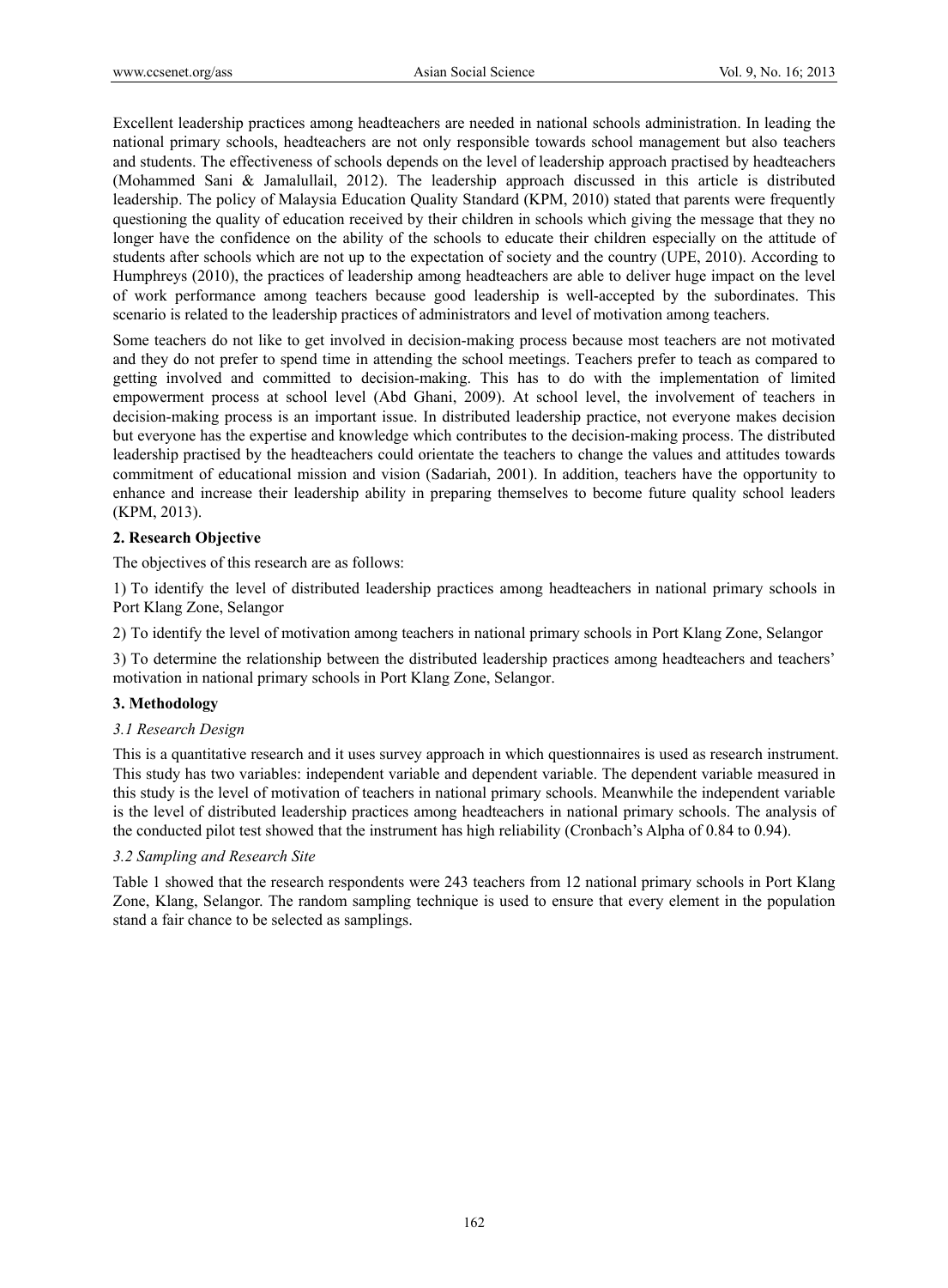Excellent leadership practices among headteachers are needed in national schools administration. In leading the national primary schools, headteachers are not only responsible towards school management but also teachers and students. The effectiveness of schools depends on the level of leadership approach practised by headteachers (Mohammed Sani & Jamalullail, 2012). The leadership approach discussed in this article is distributed leadership. The policy of Malaysia Education Quality Standard (KPM, 2010) stated that parents were frequently questioning the quality of education received by their children in schools which giving the message that they no longer have the confidence on the ability of the schools to educate their children especially on the attitude of students after schools which are not up to the expectation of society and the country (UPE, 2010). According to Humphreys (2010), the practices of leadership among headteachers are able to deliver huge impact on the level of work performance among teachers because good leadership is well-accepted by the subordinates. This scenario is related to the leadership practices of administrators and level of motivation among teachers.

Some teachers do not like to get involved in decision-making process because most teachers are not motivated and they do not prefer to spend time in attending the school meetings. Teachers prefer to teach as compared to getting involved and committed to decision-making. This has to do with the implementation of limited empowerment process at school level (Abd Ghani, 2009). At school level, the involvement of teachers in decision-making process is an important issue. In distributed leadership practice, not everyone makes decision but everyone has the expertise and knowledge which contributes to the decision-making process. The distributed leadership practised by the headteachers could orientate the teachers to change the values and attitudes towards commitment of educational mission and vision (Sadariah, 2001). In addition, teachers have the opportunity to enhance and increase their leadership ability in preparing themselves to become future quality school leaders (KPM, 2013).

## 2. Research Objective

The objectives of this research are as follows:

1) To identify the level of distributed leadership practices among headteachers in national primary schools in Port Klang Zone, Selangor

2) To identify the level of motivation among teachers in national primary schools in Port Klang Zone, Selangor

3) To determine the relationship between the distributed leadership practices among headteachers and teachers' motivation in national primary schools in Port Klang Zone, Selangor.

## 3. Methodology

### *3.1 Research Design*

This is a quantitative research and it uses survey approach in which questionnaires is used as research instrument. This study has two variables: independent variable and dependent variable. The dependent variable measured in this study is the level of motivation of teachers in national primary schools. Meanwhile the independent variable is the level of distributed leadership practices among headteachers in national primary schools. The analysis of the conducted pilot test showed that the instrument has high reliability (Cronbach's Alpha of 0.84 to 0.94).

### *3.2 Sampling and Research Site*

Table 1 showed that the research respondents were 243 teachers from 12 national primary schools in Port Klang Zone, Klang, Selangor. The random sampling technique is used to ensure that every element in the population stand a fair chance to be selected as samplings.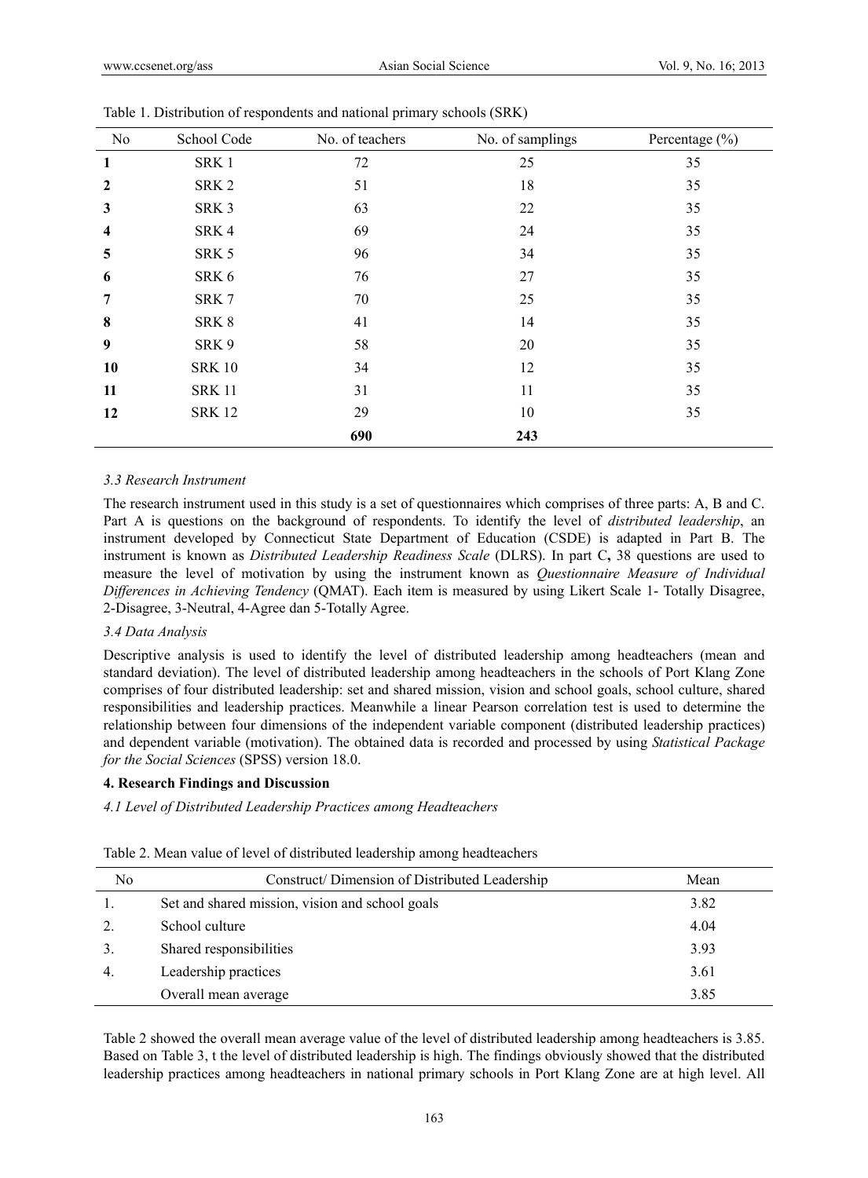Table 1. Distribution of respondents and national primary schools (SRK)

| No | School Code | No. of teachers | No. of samplings | Percentage (%) |
|---|---|---|---|---|
| **1** | SRK 1 | 72 | 25 | 35 |
| **2** | SRK 2 | 51 | 18 | 35 |
| **3** | SRK 3 | 63 | 22 | 35 |
| **4** | SRK 4 | 69 | 24 | 35 |
| **5** | SRK 5 | 96 | 34 | 35 |
| **6** | SRK 6 | 76 | 27 | 35 |
| **7** | SRK 7 | 70 | 25 | 35 |
| **8** | SRK 8 | 41 | 14 | 35 |
| **9** | SRK 9 | 58 | 20 | 35 |
| **10** | SRK 10 | 34 | 12 | 35 |
| **11** | SRK 11 | 31 | 11 | 35 |
| **12** | SRK 12 | 29 | 10 | 35 |
| | | **690** | **243** | |

### *3.3 Research Instrument*

The research instrument used in this study is a set of questionnaires which comprises of three parts: A, B and C. Part A is questions on the background of respondents. To identify the level of *distributed leadership*, an instrument developed by Connecticut State Department of Education (CSDE) is adapted in Part B. The instrument is known as *Distributed Leadership Readiness Scale* (DLRS). In part C**,** 38 questions are used to measure the level of motivation by using the instrument known as *Questionnaire Measure of Individual Differences in Achieving Tendency* (QMAT). Each item is measured by using Likert Scale 1- Totally Disagree, 2-Disagree, 3-Neutral, 4-Agree dan 5-Totally Agree.

### *3.4 Data Analysis*

Descriptive analysis is used to identify the level of distributed leadership among headteachers (mean and standard deviation). The level of distributed leadership among headteachers in the schools of Port Klang Zone comprises of four distributed leadership: set and shared mission, vision and school goals, school culture, shared responsibilities and leadership practices. Meanwhile a linear Pearson correlation test is used to determine the relationship between four dimensions of the independent variable component (distributed leadership practices) and dependent variable (motivation). The obtained data is recorded and processed by using *Statistical Package for the Social Sciences* (SPSS) version 18.0.

## **4. Research Findings and Discussion**

### *4.1 Level of Distributed Leadership Practices among Headteachers*

Table 2. Mean value of level of distributed leadership among headteachers

| No | Construct/ Dimension of Distributed Leadership | Mean |
|---|---|---|
| 1. | Set and shared mission, vision and school goals | 3.82 |
| 2. | School culture | 4.04 |
| 3. | Shared responsibilities | 3.93 |
| 4. | Leadership practices | 3.61 |
| | Overall mean average | 3.85 |

Table 2 showed the overall mean average value of the level of distributed leadership among headteachers is 3.85. Based on Table 3, t the level of distributed leadership is high. The findings obviously showed that the distributed leadership practices among headteachers in national primary schools in Port Klang Zone are at high level. All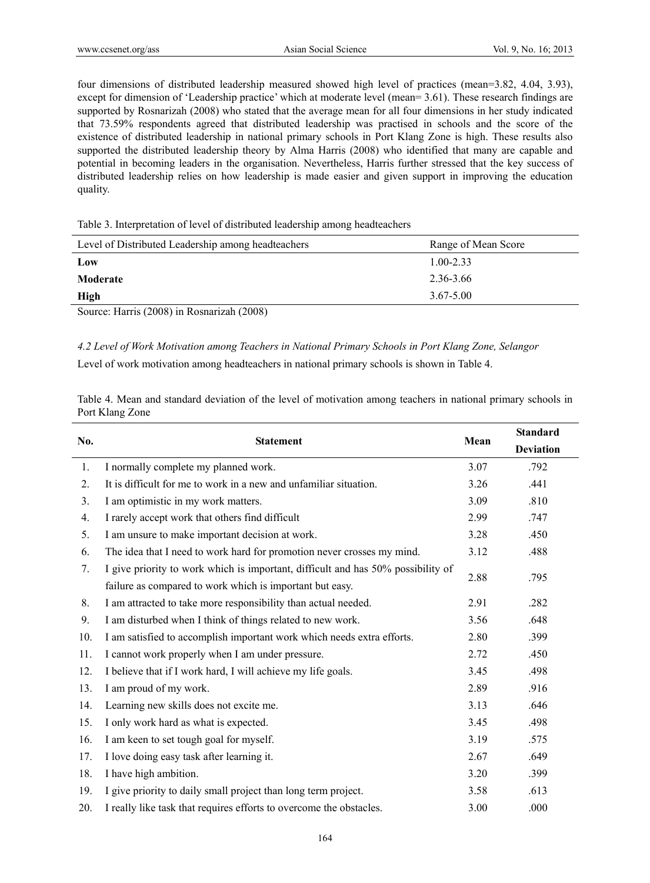four dimensions of distributed leadership measured showed high level of practices (mean=3.82, 4.04, 3.93), except for dimension of 'Leadership practice' which at moderate level (mean= 3.61). These research findings are supported by Rosnarizah (2008) who stated that the average mean for all four dimensions in her study indicated that 73.59% respondents agreed that distributed leadership was practised in schools and the score of the existence of distributed leadership in national primary schools in Port Klang Zone is high. These results also supported the distributed leadership theory by Alma Harris (2008) who identified that many are capable and potential in becoming leaders in the organisation. Nevertheless, Harris further stressed that the key success of distributed leadership relies on how leadership is made easier and given support in improving the education quality.

Table 3. Interpretation of level of distributed leadership among headteachers

| Level of Distributed Leadership among headteachers | Range of Mean Score |
|---|---|
| **Low** | 1.00-2.33 |
| **Moderate** | 2.36-3.66 |
| **High** | 3.67-5.00 |

Source: Harris (2008) in Rosnarizah (2008)

### *4.2 Level of Work Motivation among Teachers in National Primary Schools in Port Klang Zone, Selangor*

Level of work motivation among headteachers in national primary schools is shown in Table 4.

Table 4. Mean and standard deviation of the level of motivation among teachers in national primary schools in Port Klang Zone

| No. | Statement | Mean | Standard Deviation |
|---|---|---|---|
| 1. | I normally complete my planned work. | 3.07 | .792 |
| 2. | It is difficult for me to work in a new and unfamiliar situation. | 3.26 | .441 |
| 3. | I am optimistic in my work matters. | 3.09 | .810 |
| 4. | I rarely accept work that others find difficult | 2.99 | .747 |
| 5. | I am unsure to make important decision at work. | 3.28 | .450 |
| 6. | The idea that I need to work hard for promotion never crosses my mind. | 3.12 | .488 |
| 7. | I give priority to work which is important, difficult and has 50% possibility of failure as compared to work which is important but easy. | 2.88 | .795 |
| 8. | I am attracted to take more responsibility than actual needed. | 2.91 | .282 |
| 9. | I am disturbed when I think of things related to new work. | 3.56 | .648 |
| 10. | I am satisfied to accomplish important work which needs extra efforts. | 2.80 | .399 |
| 11. | I cannot work properly when I am under pressure. | 2.72 | .450 |
| 12. | I believe that if I work hard, I will achieve my life goals. | 3.45 | .498 |
| 13. | I am proud of my work. | 2.89 | .916 |
| 14. | Learning new skills does not excite me. | 3.13 | .646 |
| 15. | I only work hard as what is expected. | 3.45 | .498 |
| 16. | I am keen to set tough goal for myself. | 3.19 | .575 |
| 17. | I love doing easy task after learning it. | 2.67 | .649 |
| 18. | I have high ambition. | 3.20 | .399 |
| 19. | I give priority to daily small project than long term project. | 3.58 | .613 |
| 20. | I really like task that requires efforts to overcome the obstacles. | 3.00 | .000 |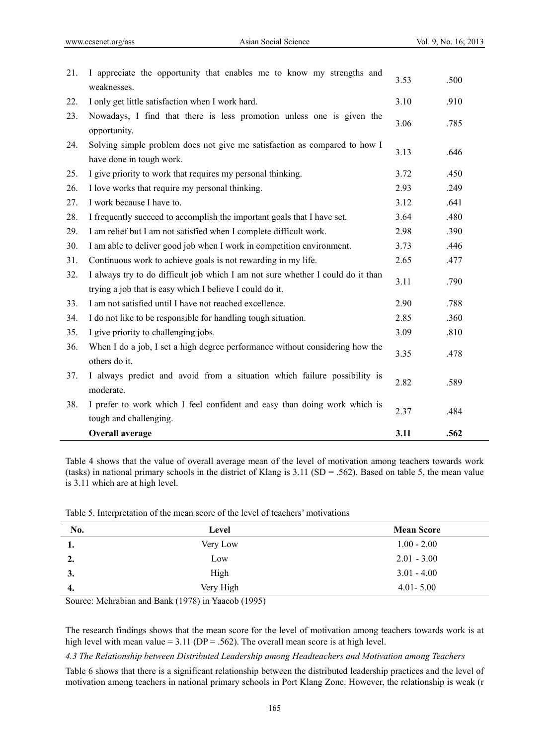| No. | Item | Mean | SD |
|---|---|---|---|
| 21. | I appreciate the opportunity that enables me to know my strengths and weaknesses. | 3.53 | .500 |
| 22. | I only get little satisfaction when I work hard. | 3.10 | .910 |
| 23. | Nowadays, I find that there is less promotion unless one is given the opportunity. | 3.06 | .785 |
| 24. | Solving simple problem does not give me satisfaction as compared to how I have done in tough work. | 3.13 | .646 |
| 25. | I give priority to work that requires my personal thinking. | 3.72 | .450 |
| 26. | I love works that require my personal thinking. | 2.93 | .249 |
| 27. | I work because I have to. | 3.12 | .641 |
| 28. | I frequently succeed to accomplish the important goals that I have set. | 3.64 | .480 |
| 29. | I am relief but I am not satisfied when I complete difficult work. | 2.98 | .390 |
| 30. | I am able to deliver good job when I work in competition environment. | 3.73 | .446 |
| 31. | Continuous work to achieve goals is not rewarding in my life. | 2.65 | .477 |
| 32. | I always try to do difficult job which I am not sure whether I could do it than trying a job that is easy which I believe I could do it. | 3.11 | .790 |
| 33. | I am not satisfied until I have not reached excellence. | 2.90 | .788 |
| 34. | I do not like to be responsible for handling tough situation. | 2.85 | .360 |
| 35. | I give priority to challenging jobs. | 3.09 | .810 |
| 36. | When I do a job, I set a high degree performance without considering how the others do it. | 3.35 | .478 |
| 37. | I always predict and avoid from a situation which failure possibility is moderate. | 2.82 | .589 |
| 38. | I prefer to work which I feel confident and easy than doing work which is tough and challenging. | 2.37 | .484 |
| | **Overall average** | **3.11** | **.562** |

Table 4 shows that the value of overall average mean of the level of motivation among teachers towards work (tasks) in national primary schools in the district of Klang is 3.11 (SD = .562). Based on table 5, the mean value is 3.11 which are at high level.

Table 5. Interpretation of the mean score of the level of teachers' motivations

| No. | Level | Mean Score |
|---|---|---|
| 1. | Very Low | 1.00 - 2.00 |
| 2. | Low | 2.01 - 3.00 |
| 3. | High | 3.01 - 4.00 |
| 4. | Very High | 4.01- 5.00 |

Source: Mehrabian and Bank (1978) in Yaacob (1995)

The research findings shows that the mean score for the level of motivation among teachers towards work is at high level with mean value = 3.11 (DP = .562). The overall mean score is at high level.

*4.3 The Relationship between Distributed Leadership among Headteachers and Motivation among Teachers*

Table 6 shows that there is a significant relationship between the distributed leadership practices and the level of motivation among teachers in national primary schools in Port Klang Zone. However, the relationship is weak (r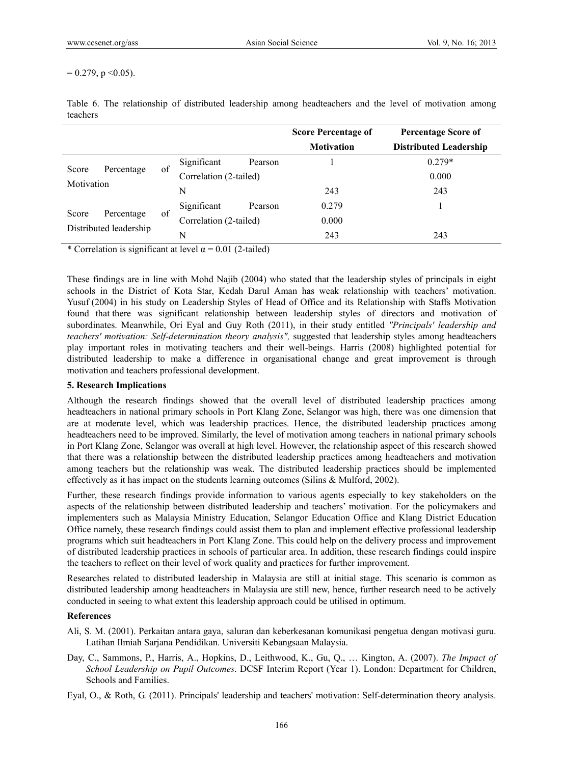$= 0.279$, $p < 0.05$).

Table 6. The relationship of distributed leadership among headteachers and the level of motivation among teachers

| | | Score Percentage of Motivation | Percentage Score of Distributed Leadership |
|---|---|---|---|
| Score Percentage of Motivation | Significant Pearson Correlation (2-tailed) | 1 | 0.279* |
| | | | 0.000 |
| | N | 243 | 243 |
| Score Percentage of Distributed leadership | Significant Pearson Correlation (2-tailed) | 0.279 | 1 |
| | | 0.000 | |
| | N | 243 | 243 |

\* Correlation is significant at level $\alpha = 0.01$ (2-tailed)

These findings are in line with Mohd Najib (2004) who stated that the leadership styles of principals in eight schools in the District of Kota Star, Kedah Darul Aman has weak relationship with teachers' motivation. Yusuf (2004) in his study on Leadership Styles of Head of Office and its Relationship with Staffs Motivation found that there was significant relationship between leadership styles of directors and motivation of subordinates. Meanwhile, Ori Eyal and Guy Roth (2011), in their study entitled *"Principals' leadership and teachers' motivation: Self-determination theory analysis",* suggested that leadership styles among headteachers play important roles in motivating teachers and their well-beings. Harris (2008) highlighted potential for distributed leadership to make a difference in organisational change and great improvement is through motivation and teachers professional development.

## 5. Research Implications

Although the research findings showed that the overall level of distributed leadership practices among headteachers in national primary schools in Port Klang Zone, Selangor was high, there was one dimension that are at moderate level, which was leadership practices. Hence, the distributed leadership practices among headteachers need to be improved. Similarly, the level of motivation among teachers in national primary schools in Port Klang Zone, Selangor was overall at high level. However, the relationship aspect of this research showed that there was a relationship between the distributed leadership practices among headteachers and motivation among teachers but the relationship was weak. The distributed leadership practices should be implemented effectively as it has impact on the students learning outcomes (Silins & Mulford, 2002).

Further, these research findings provide information to various agents especially to key stakeholders on the aspects of the relationship between distributed leadership and teachers' motivation. For the policymakers and implementers such as Malaysia Ministry Education, Selangor Education Office and Klang District Education Office namely, these research findings could assist them to plan and implement effective professional leadership programs which suit headteachers in Port Klang Zone. This could help on the delivery process and improvement of distributed leadership practices in schools of particular area. In addition, these research findings could inspire the teachers to reflect on their level of work quality and practices for further improvement.

Researches related to distributed leadership in Malaysia are still at initial stage. This scenario is common as distributed leadership among headteachers in Malaysia are still new, hence, further research need to be actively conducted in seeing to what extent this leadership approach could be utilised in optimum.

## References

Ali, S. M. (2001). Perkaitan antara gaya, saluran dan keberkesanan komunikasi pengetua dengan motivasi guru. Latihan Ilmiah Sarjana Pendidikan. Universiti Kebangsaan Malaysia.

Day, C., Sammons, P., Harris, A., Hopkins, D., Leithwood, K., Gu, Q., … Kington, A. (2007). *The Impact of School Leadership on Pupil Outcomes*. DCSF Interim Report (Year 1). London: Department for Children, Schools and Families.

Eyal, O., & Roth, G. (2011). Principals' leadership and teachers' motivation: Self-determination theory analysis.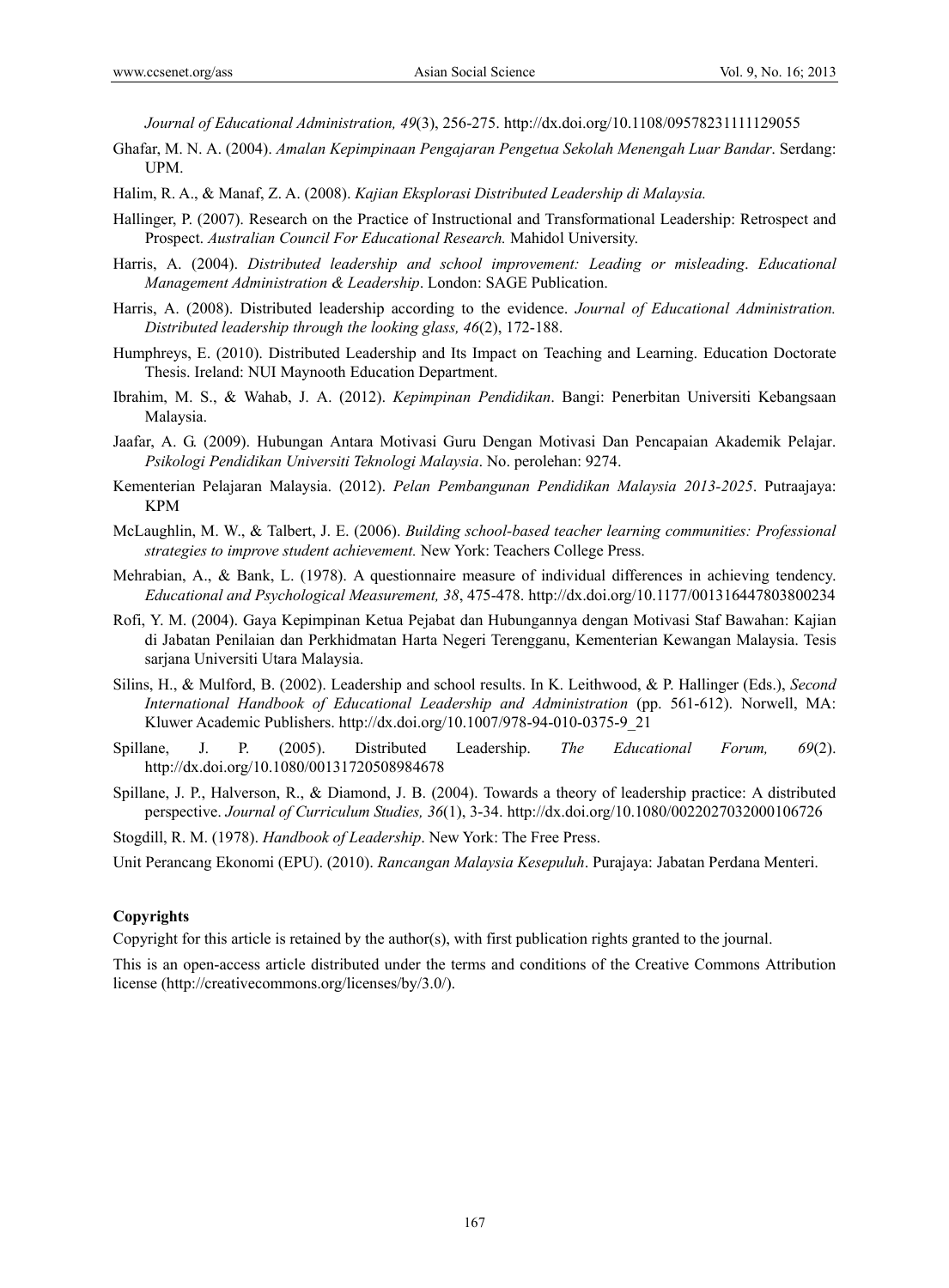*Journal of Educational Administration, 49*(3), 256-275. http://dx.doi.org/10.1108/09578231111129055

Ghafar, M. N. A. (2004). *Amalan Kepimpinaan Pengajaran Pengetua Sekolah Menengah Luar Bandar*. Serdang: UPM.

Halim, R. A., & Manaf, Z. A. (2008). *Kajian Eksplorasi Distributed Leadership di Malaysia.*

Hallinger, P. (2007). Research on the Practice of Instructional and Transformational Leadership: Retrospect and Prospect. *Australian Council For Educational Research.* Mahidol University.

Harris, A. (2004). *Distributed leadership and school improvement: Leading or misleading*. *Educational Management Administration & Leadership*. London: SAGE Publication.

Harris, A. (2008). Distributed leadership according to the evidence. *Journal of Educational Administration. Distributed leadership through the looking glass, 46*(2), 172-188.

Humphreys, E. (2010). Distributed Leadership and Its Impact on Teaching and Learning. Education Doctorate Thesis. Ireland: NUI Maynooth Education Department.

Ibrahim, M. S., & Wahab, J. A. (2012). *Kepimpinan Pendidikan*. Bangi: Penerbitan Universiti Kebangsaan Malaysia.

Jaafar, A. G. (2009). Hubungan Antara Motivasi Guru Dengan Motivasi Dan Pencapaian Akademik Pelajar. *Psikologi Pendidikan Universiti Teknologi Malaysia*. No. perolehan: 9274.

Kementerian Pelajaran Malaysia. (2012). *Pelan Pembangunan Pendidikan Malaysia 2013-2025*. Putraajaya: KPM

McLaughlin, M. W., & Talbert, J. E. (2006). *Building school-based teacher learning communities: Professional strategies to improve student achievement.* New York: Teachers College Press.

Mehrabian, A., & Bank, L. (1978). A questionnaire measure of individual differences in achieving tendency. *Educational and Psychological Measurement, 38*, 475-478. http://dx.doi.org/10.1177/001316447803800234

Rofi, Y. M. (2004). Gaya Kepimpinan Ketua Pejabat dan Hubungannya dengan Motivasi Staf Bawahan: Kajian di Jabatan Penilaian dan Perkhidmatan Harta Negeri Terengganu, Kementerian Kewangan Malaysia. Tesis sarjana Universiti Utara Malaysia.

Silins, H., & Mulford, B. (2002). Leadership and school results. In K. Leithwood, & P. Hallinger (Eds.), *Second International Handbook of Educational Leadership and Administration* (pp. 561-612). Norwell, MA: Kluwer Academic Publishers. http://dx.doi.org/10.1007/978-94-010-0375-9_21

Spillane, J. P. (2005). Distributed Leadership. *The Educational Forum, 69*(2). http://dx.doi.org/10.1080/00131720508984678

Spillane, J. P., Halverson, R., & Diamond, J. B. (2004). Towards a theory of leadership practice: A distributed perspective. *Journal of Curriculum Studies, 36*(1), 3-34. http://dx.doi.org/10.1080/0022027032000106726

Stogdill, R. M. (1978). *Handbook of Leadership*. New York: The Free Press.

Unit Perancang Ekonomi (EPU). (2010). *Rancangan Malaysia Kesepuluh*. Purajaya: Jabatan Perdana Menteri.

**Copyrights**

Copyright for this article is retained by the author(s), with first publication rights granted to the journal.

This is an open-access article distributed under the terms and conditions of the Creative Commons Attribution license (http://creativecommons.org/licenses/by/3.0/).